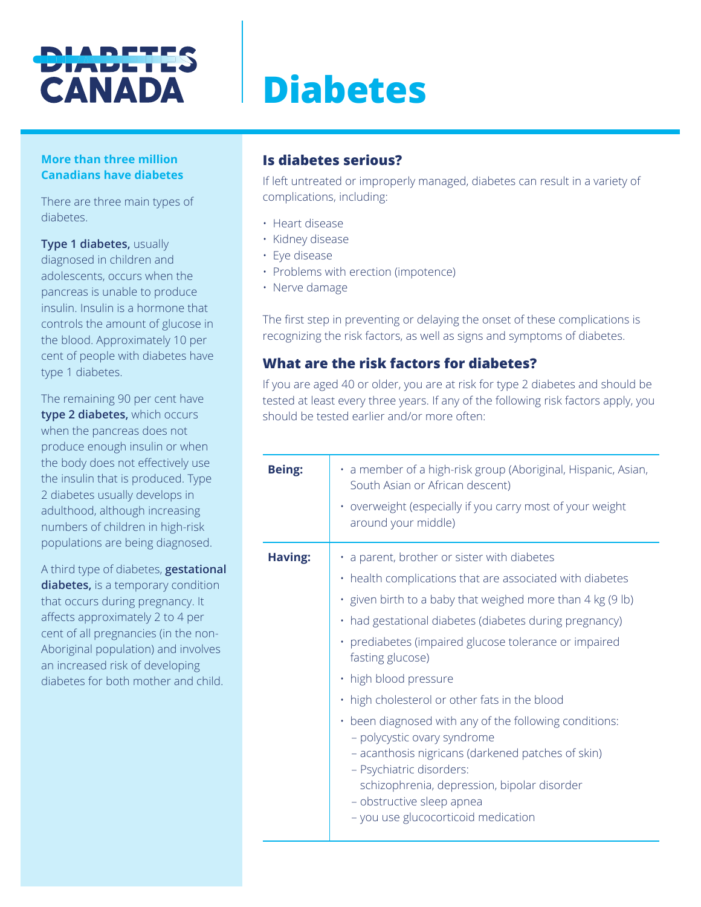# Diabetes

**More than three million Canadians have diabetes**

There are three main types of diabetes.

**Type 1 diabetes,** usually diagnosed in children and adolescents, occurs when the pancreas is unable to produce insulin. Insulin is a hormone that controls the amount of glucose in the blood. Approximately 10 per cent of people with diabetes have type 1 diabetes.

The remaining 90 per cent have **type 2 diabetes,** which occurs when the pancreas does not produce enough insulin or when the body does not effectively use the insulin that is produced. Type 2 diabetes usually develops in adulthood, although increasing numbers of children in high-risk populations are being diagnosed.

A third type of diabetes, **gestational diabetes,** is a temporary condition that occurs during pregnancy. It affects approximately 2 to 4 per cent of all pregnancies (in the non-Aboriginal population) and involves an increased risk of developing diabetes for both mother and child.

## Is diabetes serious?

If left untreated or improperly managed, diabetes can result in a variety of complications, including:

- Heart disease
- Kidney disease
- Eye disease
- Problems with erection (impotence)
- Nerve damage

The first step in preventing or delaying the onset of these complications is recognizing the risk factors, as well as signs and symptoms of diabetes.

## What are the risk factors for diabetes?

If you are aged 40 or older, you are at risk for type 2 diabetes and should be tested at least every three years. If any of the following risk factors apply, you should be tested earlier and/or more often:

| | |
|---|---|
| **Being:** | • a member of a high-risk group (Aboriginal, Hispanic, Asian, South Asian or African descent)<br>• overweight (especially if you carry most of your weight around your middle) |
| **Having:** | • a parent, brother or sister with diabetes<br>• health complications that are associated with diabetes<br>• given birth to a baby that weighed more than 4 kg (9 lb)<br>• had gestational diabetes (diabetes during pregnancy)<br>• prediabetes (impaired glucose tolerance or impaired fasting glucose)<br>• high blood pressure<br>• high cholesterol or other fats in the blood<br>• been diagnosed with any of the following conditions:<br>– polycystic ovary syndrome<br>– acanthosis nigricans (darkened patches of skin)<br>– Psychiatric disorders: schizophrenia, depression, bipolar disorder<br>– obstructive sleep apnea<br>– you use glucocorticoid medication |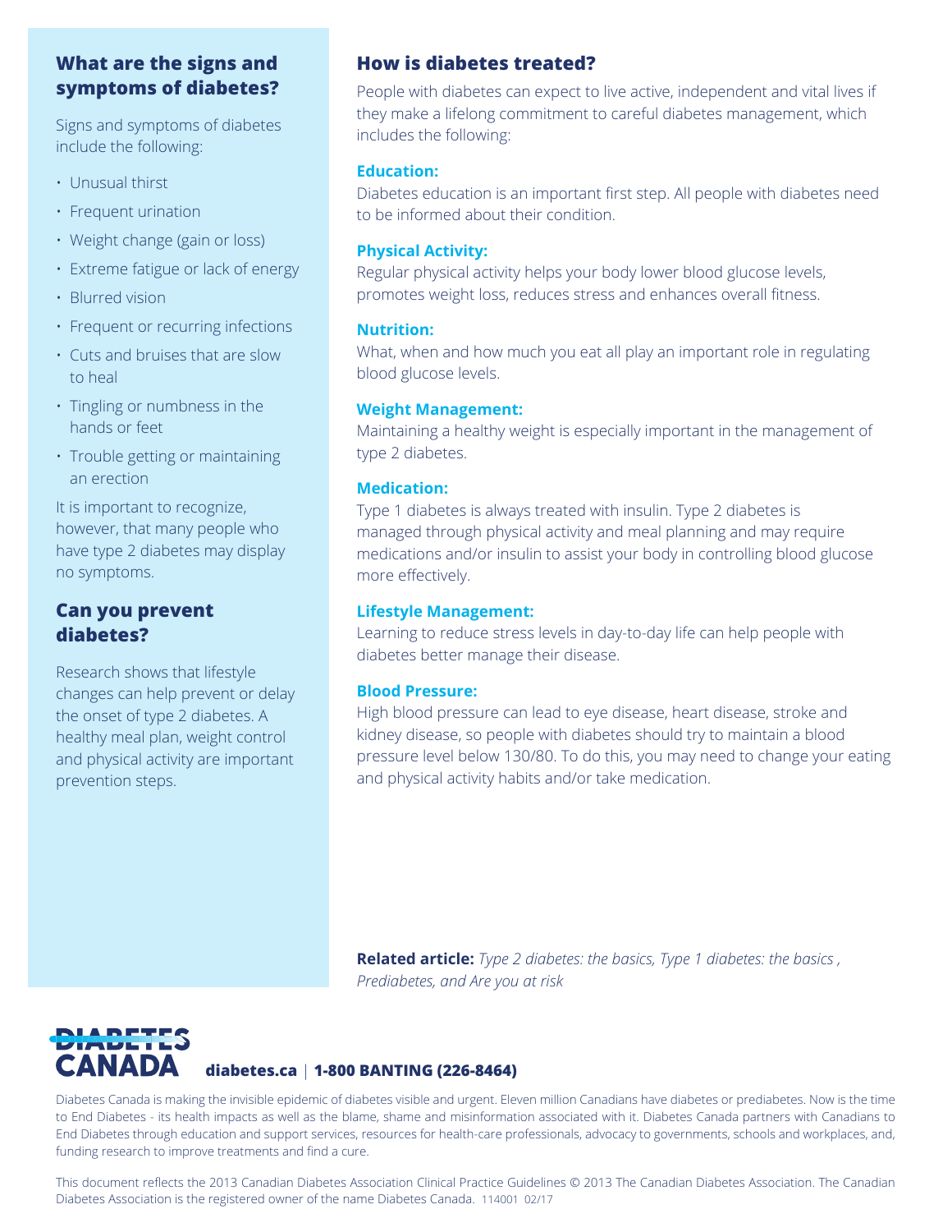## What are the signs and symptoms of diabetes?

Signs and symptoms of diabetes include the following:

- Unusual thirst
- Frequent urination
- Weight change (gain or loss)
- Extreme fatigue or lack of energy
- Blurred vision
- Frequent or recurring infections
- Cuts and bruises that are slow to heal
- Tingling or numbness in the hands or feet
- Trouble getting or maintaining an erection

It is important to recognize, however, that many people who have type 2 diabetes may display no symptoms.

## Can you prevent diabetes?

Research shows that lifestyle changes can help prevent or delay the onset of type 2 diabetes. A healthy meal plan, weight control and physical activity are important prevention steps.

## How is diabetes treated?

People with diabetes can expect to live active, independent and vital lives if they make a lifelong commitment to careful diabetes management, which includes the following:

### Education:

Diabetes education is an important first step. All people with diabetes need to be informed about their condition.

### Physical Activity:

Regular physical activity helps your body lower blood glucose levels, promotes weight loss, reduces stress and enhances overall fitness.

### Nutrition:

What, when and how much you eat all play an important role in regulating blood glucose levels.

### Weight Management:

Maintaining a healthy weight is especially important in the management of type 2 diabetes.

### Medication:

Type 1 diabetes is always treated with insulin. Type 2 diabetes is managed through physical activity and meal planning and may require medications and/or insulin to assist your body in controlling blood glucose more effectively.

### Lifestyle Management:

Learning to reduce stress levels in day-to-day life can help people with diabetes better manage their disease.

### Blood Pressure:

High blood pressure can lead to eye disease, heart disease, stroke and kidney disease, so people with diabetes should try to maintain a blood pressure level below 130/80. To do this, you may need to change your eating and physical activity habits and/or take medication.

**Related article:** *Type 2 diabetes: the basics, Type 1 diabetes: the basics , Prediabetes, and Are you at risk*

DIABETES CANADA **diabetes.ca | 1-800 BANTING (226-8464)**

Diabetes Canada is making the invisible epidemic of diabetes visible and urgent. Eleven million Canadians have diabetes or prediabetes. Now is the time to End Diabetes - its health impacts as well as the blame, shame and misinformation associated with it. Diabetes Canada partners with Canadians to End Diabetes through education and support services, resources for health-care professionals, advocacy to governments, schools and workplaces, and, funding research to improve treatments and find a cure.

This document reflects the 2013 Canadian Diabetes Association Clinical Practice Guidelines © 2013 The Canadian Diabetes Association. The Canadian Diabetes Association is the registered owner of the name Diabetes Canada. 114001 02/17